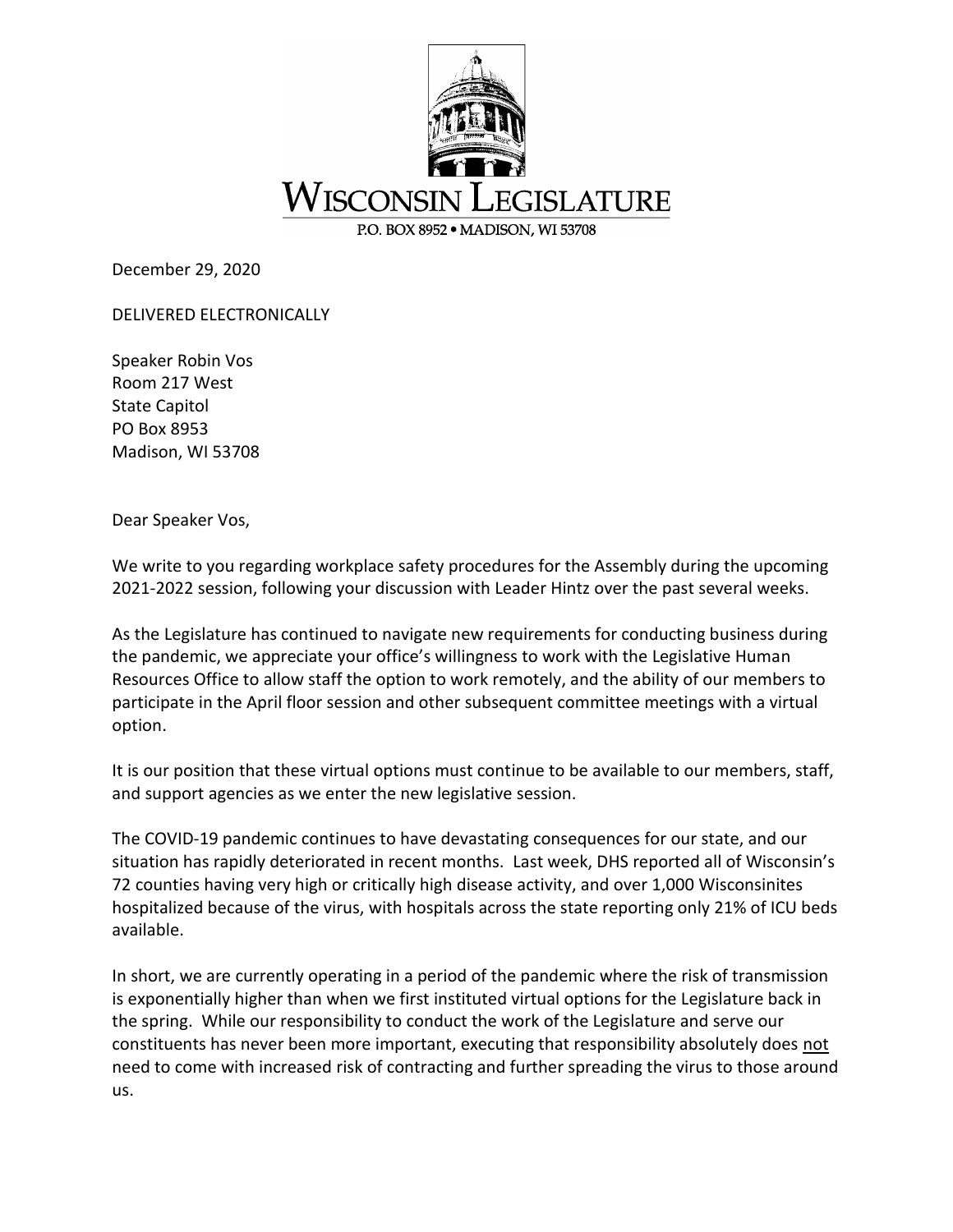WISCONSIN LEGISLATURE

P.O. BOX 8952 • MADISON, WI 53708

December 29, 2020

DELIVERED ELECTRONICALLY

Speaker Robin Vos
Room 217 West
State Capitol
PO Box 8953
Madison, WI 53708

Dear Speaker Vos,

We write to you regarding workplace safety procedures for the Assembly during the upcoming 2021-2022 session, following your discussion with Leader Hintz over the past several weeks.

As the Legislature has continued to navigate new requirements for conducting business during the pandemic, we appreciate your office's willingness to work with the Legislative Human Resources Office to allow staff the option to work remotely, and the ability of our members to participate in the April floor session and other subsequent committee meetings with a virtual option.

It is our position that these virtual options must continue to be available to our members, staff, and support agencies as we enter the new legislative session.

The COVID-19 pandemic continues to have devastating consequences for our state, and our situation has rapidly deteriorated in recent months. Last week, DHS reported all of Wisconsin's 72 counties having very high or critically high disease activity, and over 1,000 Wisconsinites hospitalized because of the virus, with hospitals across the state reporting only 21% of ICU beds available.

In short, we are currently operating in a period of the pandemic where the risk of transmission is exponentially higher than when we first instituted virtual options for the Legislature back in the spring. While our responsibility to conduct the work of the Legislature and serve our constituents has never been more important, executing that responsibility absolutely does <u>not</u> need to come with increased risk of contracting and further spreading the virus to those around us.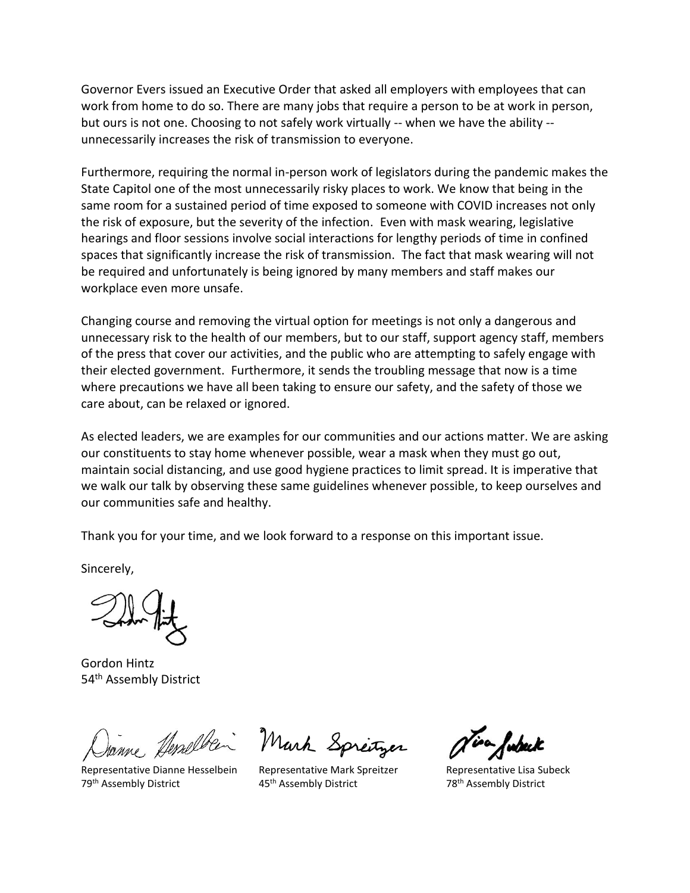Governor Evers issued an Executive Order that asked all employers with employees that can work from home to do so. There are many jobs that require a person to be at work in person, but ours is not one. Choosing to not safely work virtually -- when we have the ability -- unnecessarily increases the risk of transmission to everyone.

Furthermore, requiring the normal in-person work of legislators during the pandemic makes the State Capitol one of the most unnecessarily risky places to work. We know that being in the same room for a sustained period of time exposed to someone with COVID increases not only the risk of exposure, but the severity of the infection. Even with mask wearing, legislative hearings and floor sessions involve social interactions for lengthy periods of time in confined spaces that significantly increase the risk of transmission. The fact that mask wearing will not be required and unfortunately is being ignored by many members and staff makes our workplace even more unsafe.

Changing course and removing the virtual option for meetings is not only a dangerous and unnecessary risk to the health of our members, but to our staff, support agency staff, members of the press that cover our activities, and the public who are attempting to safely engage with their elected government. Furthermore, it sends the troubling message that now is a time where precautions we have all been taking to ensure our safety, and the safety of those we care about, can be relaxed or ignored.

As elected leaders, we are examples for our communities and our actions matter. We are asking our constituents to stay home whenever possible, wear a mask when they must go out, maintain social distancing, and use good hygiene practices to limit spread. It is imperative that we walk our talk by observing these same guidelines whenever possible, to keep ourselves and our communities safe and healthy.

Thank you for your time, and we look forward to a response on this important issue.

Sincerely,

Gordon Hintz
54th Assembly District

Representative Dianne Hesselbein
79th Assembly District

Representative Mark Spreitzer
45th Assembly District

Representative Lisa Subeck
78th Assembly District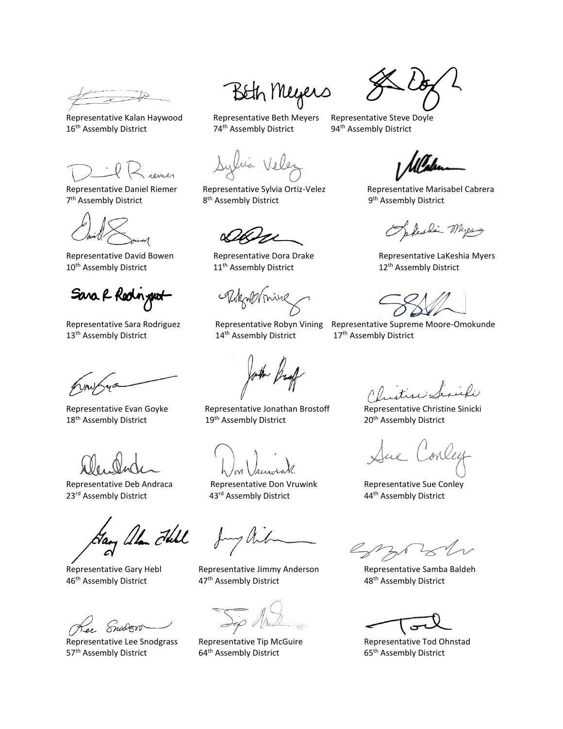Representative Kalan Haywood
16th Assembly District

Representative Beth Meyers
74th Assembly District

Representative Steve Doyle
94th Assembly District

Representative Daniel Riemer
7th Assembly District

Representative Sylvia Ortiz-Velez
8th Assembly District

Representative Marisabel Cabrera
9th Assembly District

Representative David Bowen
10th Assembly District

Representative Dora Drake
11th Assembly District

Representative LaKeshia Myers
12th Assembly District

Representative Sara Rodriguez
13th Assembly District

Representative Robyn Vining
14th Assembly District

Representative Supreme Moore-Omokunde
17th Assembly District

Representative Evan Goyke
18th Assembly District

Representative Jonathan Brostoff
19th Assembly District

Representative Christine Sinicki
20th Assembly District

Representative Deb Andraca
23rd Assembly District

Representative Don Vruwink
43rd Assembly District

Representative Sue Conley
44th Assembly District

Representative Gary Hebl
46th Assembly District

Representative Jimmy Anderson
47th Assembly District

Representative Samba Baldeh
48th Assembly District

Representative Lee Snodgrass
57th Assembly District

Representative Tip McGuire
64th Assembly District

Representative Tod Ohnstad
65th Assembly District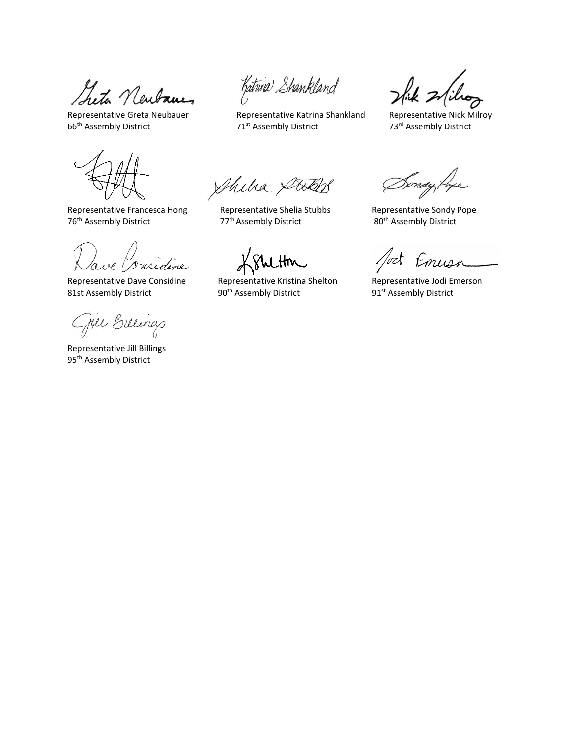Representative Greta Neubauer
66th Assembly District

Representative Katrina Shankland
71st Assembly District

Representative Nick Milroy
73rd Assembly District

Representative Francesca Hong
76th Assembly District

Representative Shelia Stubbs
77th Assembly District

Representative Sondy Pope
80th Assembly District

Representative Dave Considine
81st Assembly District

Representative Kristina Shelton
90th Assembly District

Representative Jodi Emerson
91st Assembly District

Representative Jill Billings
95th Assembly District